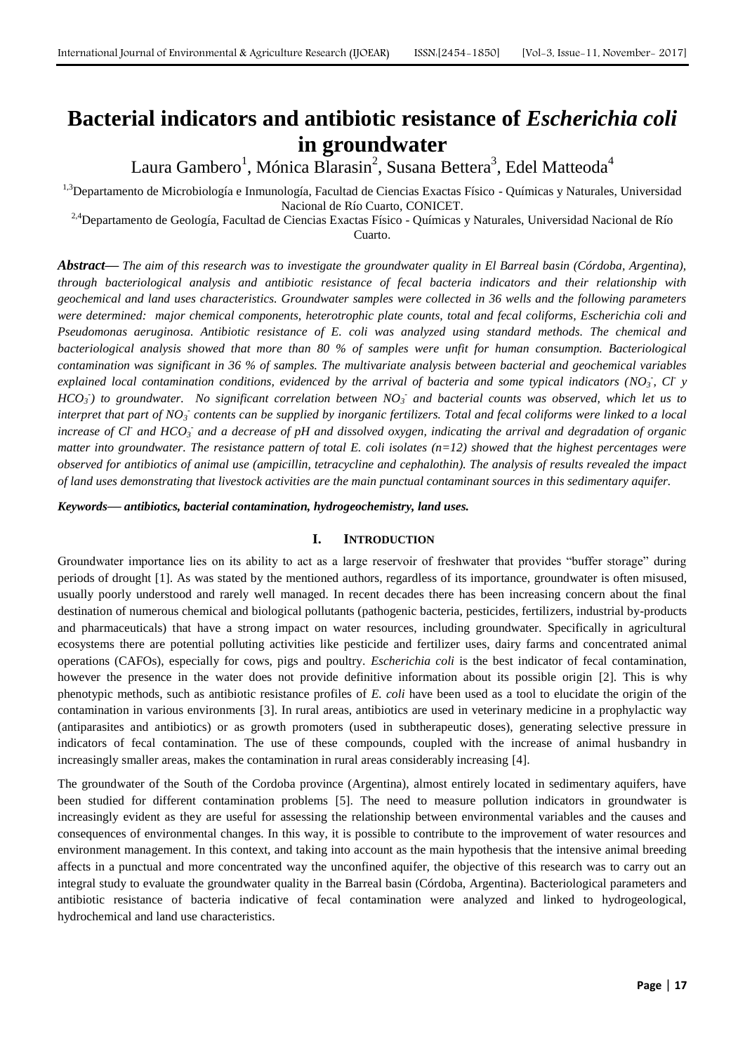# Bacterial indicators and antibiotic resistance of *Escherichia coli* in groundwater

Laura Gambero[1], Mónica Blarasin[2], Susana Bettera[3], Edel Matteoda[4]

[1,3]Departamento de Microbiología e Inmunología, Facultad de Ciencias Exactas Físico - Químicas y Naturales, Universidad Nacional de Río Cuarto, CONICET.

[2,4]Departamento de Geología, Facultad de Ciencias Exactas Físico - Químicas y Naturales, Universidad Nacional de Río Cuarto.

***Abstract*— *The aim of this research was to investigate the groundwater quality in El Barreal basin (Córdoba, Argentina), through bacteriological analysis and antibiotic resistance of fecal bacteria indicators and their relationship with geochemical and land uses characteristics. Groundwater samples were collected in 36 wells and the following parameters were determined: major chemical components, heterotrophic plate counts, total and fecal coliforms, Escherichia coli and Pseudomonas aeruginosa. Antibiotic resistance of E. coli was analyzed using standard methods. The chemical and bacteriological analysis showed that more than 80 % of samples were unfit for human consumption. Bacteriological contamination was significant in 36 % of samples. The multivariate analysis between bacterial and geochemical variables explained local contamination conditions, evidenced by the arrival of bacteria and some typical indicators ($NO_3^-$, $Cl^-$ y $HCO_3^-$) to groundwater. No significant correlation between $NO_3^-$ and bacterial counts was observed, which let us to interpret that part of $NO_3^-$ contents can be supplied by inorganic fertilizers. Total and fecal coliforms were linked to a local increase of $Cl^-$ and $HCO_3^-$ and a decrease of pH and dissolved oxygen, indicating the arrival and degradation of organic matter into groundwater. The resistance pattern of total E. coli isolates (n=12) showed that the highest percentages were observed for antibiotics of animal use (ampicillin, tetracycline and cephalothin). The analysis of results revealed the impact of land uses demonstrating that livestock activities are the main punctual contaminant sources in this sedimentary aquifer.***

***Keywords*— *antibiotics, bacterial contamination, hydrogeochemistry, land uses.***

## I. Introduction

Groundwater importance lies on its ability to act as a large reservoir of freshwater that provides "buffer storage" during periods of drought [1]. As was stated by the mentioned authors, regardless of its importance, groundwater is often misused, usually poorly understood and rarely well managed. In recent decades there has been increasing concern about the final destination of numerous chemical and biological pollutants (pathogenic bacteria, pesticides, fertilizers, industrial by-products and pharmaceuticals) that have a strong impact on water resources, including groundwater. Specifically in agricultural ecosystems there are potential polluting activities like pesticide and fertilizer uses, dairy farms and concentrated animal operations (CAFOs), especially for cows, pigs and poultry. *Escherichia coli* is the best indicator of fecal contamination, however the presence in the water does not provide definitive information about its possible origin [2]. This is why phenotypic methods, such as antibiotic resistance profiles of *E. coli* have been used as a tool to elucidate the origin of the contamination in various environments [3]. In rural areas, antibiotics are used in veterinary medicine in a prophylactic way (antiparasites and antibiotics) or as growth promoters (used in subtherapeutic doses), generating selective pressure in indicators of fecal contamination. The use of these compounds, coupled with the increase of animal husbandry in increasingly smaller areas, makes the contamination in rural areas considerably increasing [4].

The groundwater of the South of the Cordoba province (Argentina), almost entirely located in sedimentary aquifers, have been studied for different contamination problems [5]. The need to measure pollution indicators in groundwater is increasingly evident as they are useful for assessing the relationship between environmental variables and the causes and consequences of environmental changes. In this way, it is possible to contribute to the improvement of water resources and environment management. In this context, and taking into account as the main hypothesis that the intensive animal breeding affects in a punctual and more concentrated way the unconfined aquifer, the objective of this research was to carry out an integral study to evaluate the groundwater quality in the Barreal basin (Córdoba, Argentina). Bacteriological parameters and antibiotic resistance of bacteria indicative of fecal contamination were analyzed and linked to hydrogeological, hydrochemical and land use characteristics.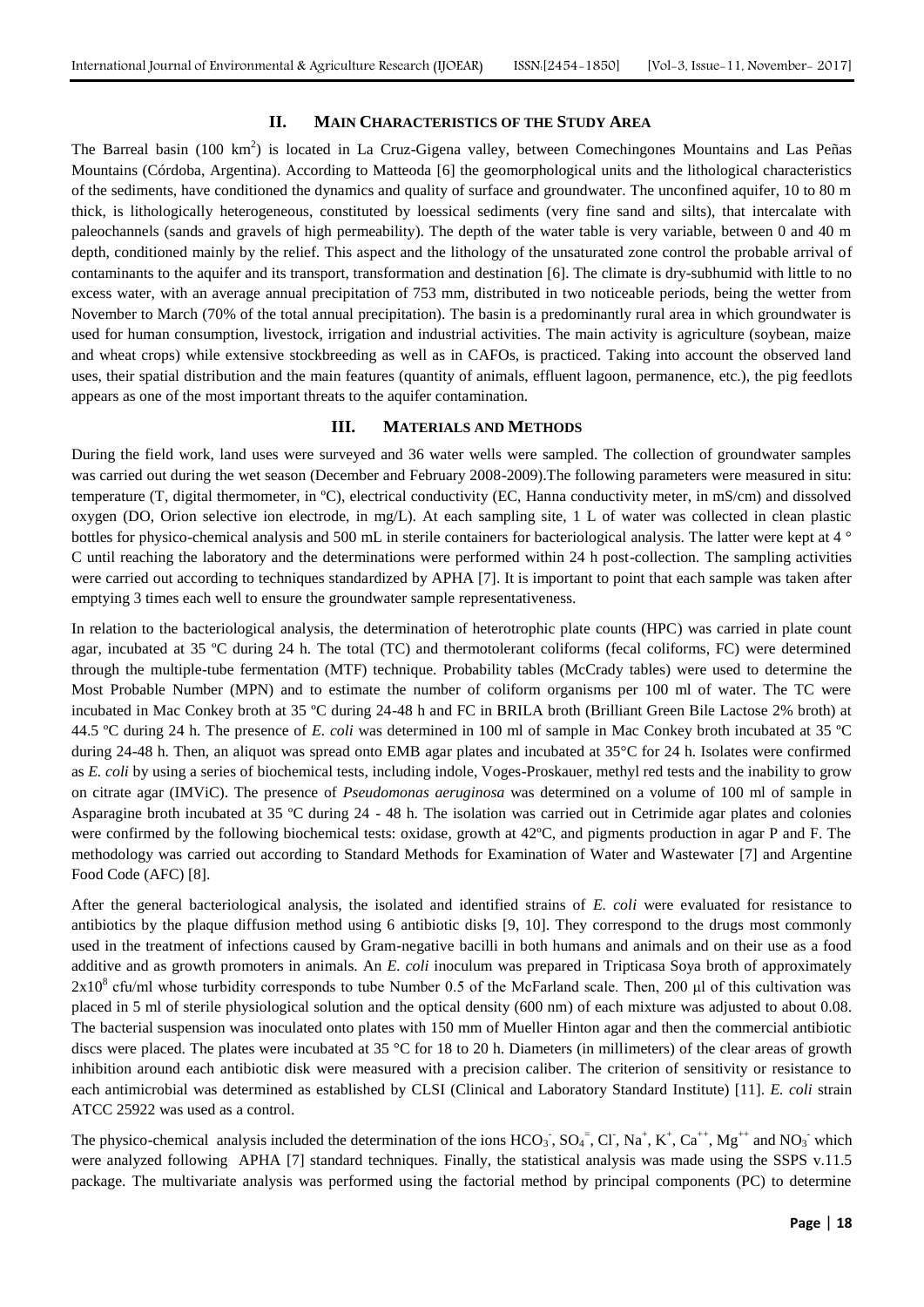## II. MAIN CHARACTERISTICS OF THE STUDY AREA

The Barreal basin (100 $km^2$) is located in La Cruz-Gigena valley, between Comechingones Mountains and Las Peñas Mountains (Córdoba, Argentina). According to Matteoda [6] the geomorphological units and the lithological characteristics of the sediments, have conditioned the dynamics and quality of surface and groundwater. The unconfined aquifer, 10 to 80 m thick, is lithologically heterogeneous, constituted by loessical sediments (very fine sand and silts), that intercalate with paleochannels (sands and gravels of high permeability). The depth of the water table is very variable, between 0 and 40 m depth, conditioned mainly by the relief. This aspect and the lithology of the unsaturated zone control the probable arrival of contaminants to the aquifer and its transport, transformation and destination [6]. The climate is dry-subhumid with little to no excess water, with an average annual precipitation of 753 mm, distributed in two noticeable periods, being the wetter from November to March (70% of the total annual precipitation). The basin is a predominantly rural area in which groundwater is used for human consumption, livestock, irrigation and industrial activities. The main activity is agriculture (soybean, maize and wheat crops) while extensive stockbreeding as well as in CAFOs, is practiced. Taking into account the observed land uses, their spatial distribution and the main features (quantity of animals, effluent lagoon, permanence, etc.), the pig feedlots appears as one of the most important threats to the aquifer contamination.

## III. MATERIALS AND METHODS

During the field work, land uses were surveyed and 36 water wells were sampled. The collection of groundwater samples was carried out during the wet season (December and February 2008-2009).The following parameters were measured in situ: temperature (T, digital thermometer, in ºC), electrical conductivity (EC, Hanna conductivity meter, in mS/cm) and dissolved oxygen (DO, Orion selective ion electrode, in mg/L). At each sampling site, 1 L of water was collected in clean plastic bottles for physico-chemical analysis and 500 mL in sterile containers for bacteriological analysis. The latter were kept at 4 ° C until reaching the laboratory and the determinations were performed within 24 h post-collection. The sampling activities were carried out according to techniques standardized by APHA [7]. It is important to point that each sample was taken after emptying 3 times each well to ensure the groundwater sample representativeness.

In relation to the bacteriological analysis, the determination of heterotrophic plate counts (HPC) was carried in plate count agar, incubated at 35 ºC during 24 h. The total (TC) and thermotolerant coliforms (fecal coliforms, FC) were determined through the multiple-tube fermentation (MTF) technique. Probability tables (McCrady tables) were used to determine the Most Probable Number (MPN) and to estimate the number of coliform organisms per 100 ml of water. The TC were incubated in Mac Conkey broth at 35 ºC during 24-48 h and FC in BRILA broth (Brilliant Green Bile Lactose 2% broth) at 44.5 ºC during 24 h. The presence of *E. coli* was determined in 100 ml of sample in Mac Conkey broth incubated at 35 ºC during 24-48 h. Then, an aliquot was spread onto EMB agar plates and incubated at 35°C for 24 h. Isolates were confirmed as *E. coli* by using a series of biochemical tests, including indole, Voges-Proskauer, methyl red tests and the inability to grow on citrate agar (IMViC). The presence of *Pseudomonas aeruginosa* was determined on a volume of 100 ml of sample in Asparagine broth incubated at 35 ºC during 24 - 48 h. The isolation was carried out in Cetrimide agar plates and colonies were confirmed by the following biochemical tests: oxidase, growth at 42ºC, and pigments production in agar P and F. The methodology was carried out according to Standard Methods for Examination of Water and Wastewater [7] and Argentine Food Code (AFC) [8].

After the general bacteriological analysis, the isolated and identified strains of *E. coli* were evaluated for resistance to antibiotics by the plaque diffusion method using 6 antibiotic disks [9, 10]. They correspond to the drugs most commonly used in the treatment of infections caused by Gram-negative bacilli in both humans and animals and on their use as a food additive and as growth promoters in animals. An *E. coli* inoculum was prepared in Tripticasa Soya broth of approximately $2x10^8$ cfu/ml whose turbidity corresponds to tube Number 0.5 of the McFarland scale. Then, 200 µl of this cultivation was placed in 5 ml of sterile physiological solution and the optical density (600 nm) of each mixture was adjusted to about 0.08. The bacterial suspension was inoculated onto plates with 150 mm of Mueller Hinton agar and then the commercial antibiotic discs were placed. The plates were incubated at 35 °C for 18 to 20 h. Diameters (in millimeters) of the clear areas of growth inhibition around each antibiotic disk were measured with a precision caliber. The criterion of sensitivity or resistance to each antimicrobial was determined as established by CLSI (Clinical and Laboratory Standard Institute) [11]. *E. coli* strain ATCC 25922 was used as a control.

The physico-chemical analysis included the determination of the ions $HCO_3^-$, $SO_4^=$, $Cl^-$, $Na^+$, $K^+$, $Ca^{++}$, $Mg^{++}$ and $NO_3^-$ which were analyzed following APHA [7] standard techniques. Finally, the statistical analysis was made using the SSPS v.11.5 package. The multivariate analysis was performed using the factorial method by principal components (PC) to determine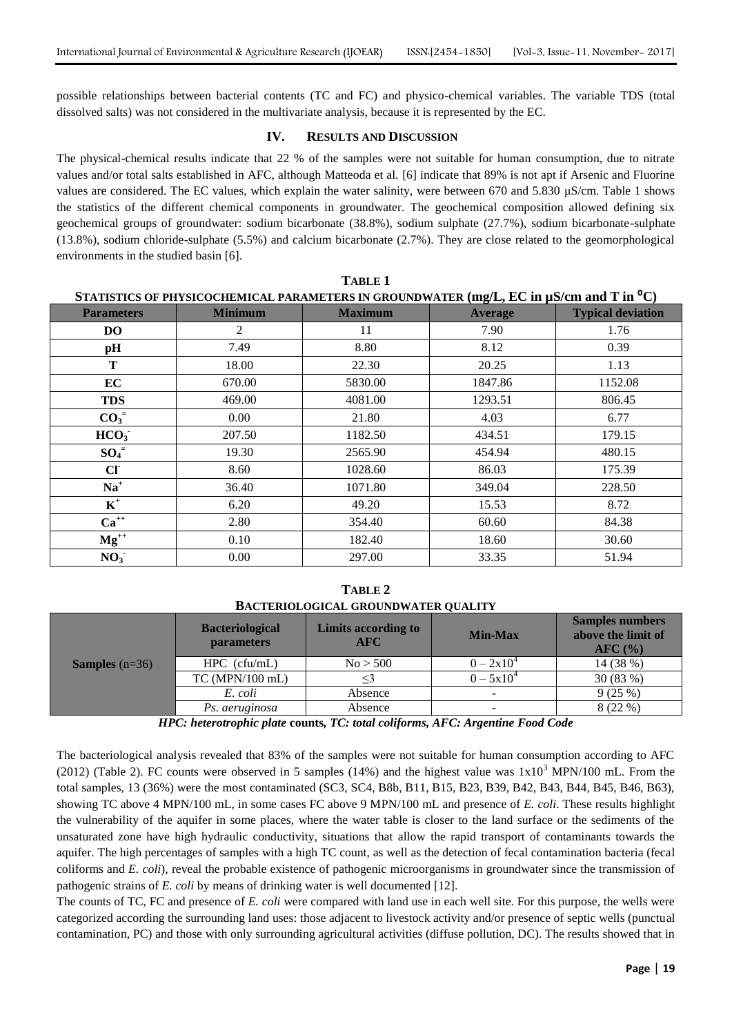possible relationships between bacterial contents (TC and FC) and physico-chemical variables. The variable TDS (total dissolved salts) was not considered in the multivariate analysis, because it is represented by the EC.

## IV. RESULTS AND DISCUSSION

The physical-chemical results indicate that 22 % of the samples were not suitable for human consumption, due to nitrate values and/or total salts established in AFC, although Matteoda et al. [6] indicate that 89% is not apt if Arsenic and Fluorine values are considered. The EC values, which explain the water salinity, were between 670 and 5.830 µS/cm. Table 1 shows the statistics of the different chemical components in groundwater. The geochemical composition allowed defining six geochemical groups of groundwater: sodium bicarbonate (38.8%), sodium sulphate (27.7%), sodium bicarbonate-sulphate (13.8%), sodium chloride-sulphate (5.5%) and calcium bicarbonate (2.7%). They are close related to the geomorphological environments in the studied basin [6].

**TABLE 1**
**STATISTICS OF PHYSICOCHEMICAL PARAMETERS IN GROUNDWATER (mg/L, EC in µS/cm and T in $^0$C)**

| Parameters | Minimum | Maximum | Average | Typical deviation |
|---|---|---|---|---|
| DO | 2 | 11 | 7.90 | 1.76 |
| pH | 7.49 | 8.80 | 8.12 | 0.39 |
| T | 18.00 | 22.30 | 20.25 | 1.13 |
| EC | 670.00 | 5830.00 | 1847.86 | 1152.08 |
| TDS | 469.00 | 4081.00 | 1293.51 | 806.45 |
| $CO_3^{=}$ | 0.00 | 21.80 | 4.03 | 6.77 |
| $HCO_3^-$ | 207.50 | 1182.50 | 434.51 | 179.15 |
| $SO_4^{=}$ | 19.30 | 2565.90 | 454.94 | 480.15 |
| $Cl^-$ | 8.60 | 1028.60 | 86.03 | 175.39 |
| $Na^+$ | 36.40 | 1071.80 | 349.04 | 228.50 |
| $K^+$ | 6.20 | 49.20 | 15.53 | 8.72 |
| $Ca^{++}$ | 2.80 | 354.40 | 60.60 | 84.38 |
| $Mg^{++}$ | 0.10 | 182.40 | 18.60 | 30.60 |
| $NO_3^-$ | 0.00 | 297.00 | 33.35 | 51.94 |

**TABLE 2**
**BACTERIOLOGICAL GROUNDWATER QUALITY**

| | Bacteriological parameters | Limits according to AFC | Min-Max | Samples numbers above the limit of AFC (%) |
|---|---|---|---|---|
| **Samples** (n=36) | HPC (cfu/mL) | No > 500 | $0 – 2x10^4$ | 14 (38 %) |
| | TC (MPN/100 mL) | ≤3 | $0 – 5x10^4$ | 30 (83 %) |
| | *E. coli* | Absence | - | 9 (25 %) |
| | *Ps. aeruginosa* | Absence | - | 8 (22 %) |

*HPC: heterotrophic plate* **counts,** *TC: total coliforms, AFC: Argentine Food Code*

The bacteriological analysis revealed that 83% of the samples were not suitable for human consumption according to AFC (2012) (Table 2). FC counts were observed in 5 samples (14%) and the highest value was $1x10^3$ MPN/100 mL. From the total samples, 13 (36%) were the most contaminated (SC3, SC4, B8b, B11, B15, B23, B39, B42, B43, B44, B45, B46, B63), showing TC above 4 MPN/100 mL, in some cases FC above 9 MPN/100 mL and presence of *E. coli*. These results highlight the vulnerability of the aquifer in some places, where the water table is closer to the land surface or the sediments of the unsaturated zone have high hydraulic conductivity, situations that allow the rapid transport of contaminants towards the aquifer. The high percentages of samples with a high TC count, as well as the detection of fecal contamination bacteria (fecal coliforms and *E. coli*), reveal the probable existence of pathogenic microorganisms in groundwater since the transmission of pathogenic strains of *E. coli* by means of drinking water is well documented [12].

The counts of TC, FC and presence of *E. coli* were compared with land use in each well site. For this purpose, the wells were categorized according the surrounding land uses: those adjacent to livestock activity and/or presence of septic wells (punctual contamination, PC) and those with only surrounding agricultural activities (diffuse pollution, DC). The results showed that in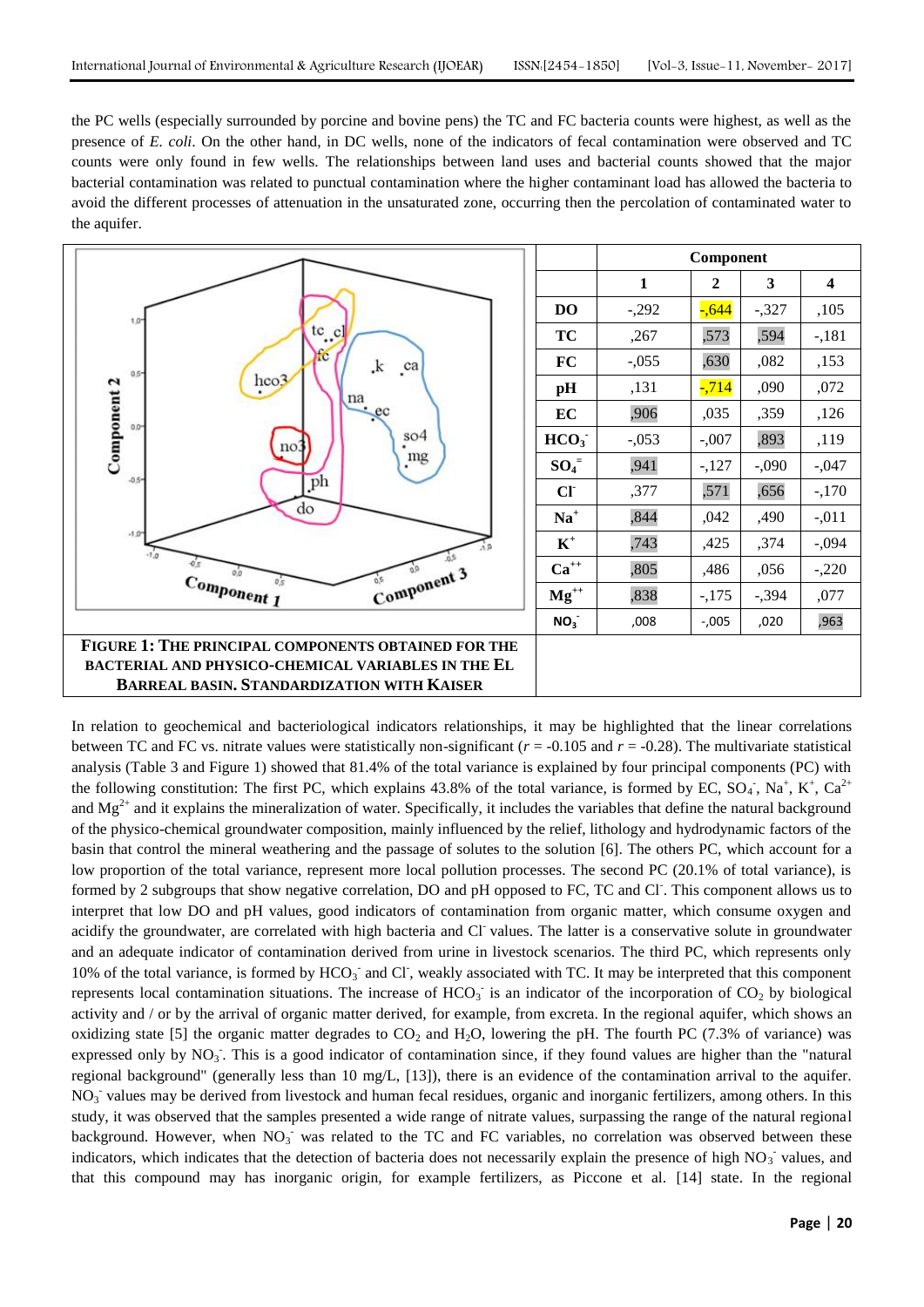the PC wells (especially surrounded by porcine and bovine pens) the TC and FC bacteria counts were highest, as well as the presence of *E. coli*. On the other hand, in DC wells, none of the indicators of fecal contamination were observed and TC counts were only found in few wells. The relationships between land uses and bacterial counts showed that the major bacterial contamination was related to punctual contamination where the higher contaminant load has allowed the bacteria to avoid the different processes of attenuation in the unsaturated zone, occurring then the percolation of contaminated water to the aquifer.

| | Component | | | |
|---|---|---|---|---|
| | 1 | 2 | 3 | 4 |
| DO | -,292 | -,644 | -,327 | ,105 |
| TC | ,267 | ,573 | ,594 | -,181 |
| FC | -,055 | ,630 | ,082 | ,153 |
| pH | ,131 | -,714 | ,090 | ,072 |
| EC | ,906 | ,035 | ,359 | ,126 |
| $HCO_3^-$ | -,053 | -,007 | ,893 | ,119 |
| $SO_4^=$ | ,941 | -,127 | -,090 | -,047 |
| $Cl^-$ | ,377 | ,571 | ,656 | -,170 |
| $Na^+$ | ,844 | ,042 | ,490 | -,011 |
| $K^+$ | ,743 | ,425 | ,374 | -,094 |
| $Ca^{++}$ | ,805 | ,486 | ,056 | -,220 |
| $Mg^{++}$ | ,838 | -,175 | -,394 | ,077 |
| $NO_3^-$ | ,008 | -,005 | ,020 | ,963 |

**FIGURE 1: THE PRINCIPAL COMPONENTS OBTAINED FOR THE BACTERIAL AND PHYSICO-CHEMICAL VARIABLES IN THE EL BARREAL BASIN. STANDARDIZATION WITH KAISER**

In relation to geochemical and bacteriological indicators relationships, it may be highlighted that the linear correlations between TC and FC vs. nitrate values were statistically non-significant ($r$ = -0.105 and $r$ = -0.28). The multivariate statistical analysis (Table 3 and Figure 1) showed that 81.4% of the total variance is explained by four principal components (PC) with the following construction: The first PC, which explains 43.8% of the total variance, is formed by EC, $SO_4^-$, $Na^+$, $K^+$, $Ca^{2+}$ and $Mg^{2+}$ and it explains the mineralization of water. Specifically, it includes the variables that define the natural background of the physico-chemical groundwater composition, mainly influenced by the relief, lithology and hydrodynamic factors of the basin that control the mineral weathering and the passage of solutes to the solution [6]. The others PC, which account for a low proportion of the total variance, represent more local pollution processes. The second PC (20.1% of total variance), is formed by 2 subgroups that show negative correlation, DO and pH opposed to FC, TC and $Cl^-$. This component allows us to interpret that low DO and pH values, good indicators of contamination from organic matter, which consume oxygen and acidify the groundwater, are correlated with high bacteria and $Cl^-$ values. The latter is a conservative solute in groundwater and an adequate indicator of contamination derived from urine in livestock scenarios. The third PC, which represents only 10% of the total variance, is formed by $HCO_3^-$ and $Cl^-$, weakly associated with TC. It may be interpreted that this component represents local contamination situations. The increase of $HCO_3^-$ is an indicator of the incorporation of $CO_2$ by biological activity and / or by the arrival of organic matter derived, for example, from excreta. In the regional aquifer, which shows an oxidizing state [5] the organic matter degrades to $CO_2$ and $H_2O$, lowering the pH. The fourth PC (7.3% of variance) was expressed only by $NO_3^-$. This is a good indicator of contamination since, if they found values are higher than the "natural regional background" (generally less than 10 mg/L, [13]), there is an evidence of the contamination arrival to the aquifer. $NO_3^-$ values may be derived from livestock and human fecal residues, organic and inorganic fertilizers, among others. In this study, it was observed that the samples presented a wide range of nitrate values, surpassing the range of the natural regional background. However, when $NO_3^-$ was related to the TC and FC variables, no correlation was observed between these indicators, which indicates that the detection of bacteria does not necessarily explain the presence of high $NO_3^-$ values, and that this compound may has inorganic origin, for example fertilizers, as Piccone et al. [14] state. In the regional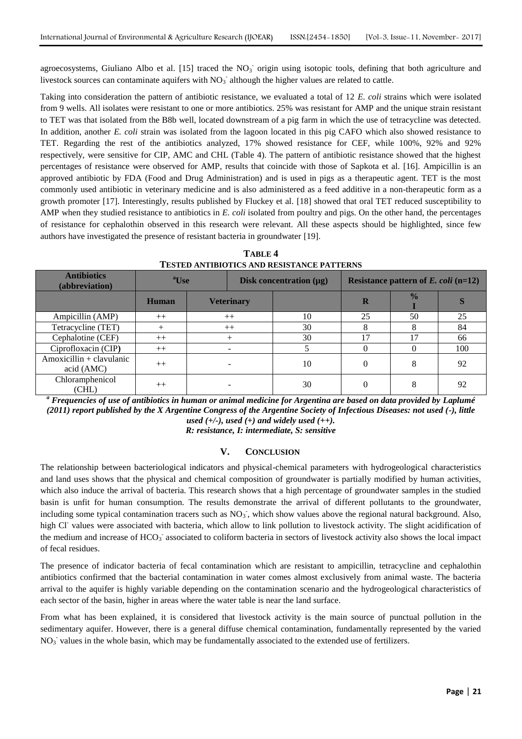agroecosystems, Giuliano Albo et al. [15] traced the $NO_3^-$ origin using isotopic tools, defining that both agriculture and livestock sources can contaminate aquifers with $NO_3^-$ although the higher values are related to cattle.

Taking into consideration the pattern of antibiotic resistance, we evaluated a total of 12 *E. coli* strains which were isolated from 9 wells. All isolates were resistant to one or more antibiotics. 25% was resistant for AMP and the unique strain resistant to TET was that isolated from the B8b well, located downstream of a pig farm in which the use of tetracycline was detected. In addition, another *E. coli* strain was isolated from the lagoon located in this pig CAFO which also showed resistance to TET. Regarding the rest of the antibiotics analyzed, 17% showed resistance for CEF, while 100%, 92% and 92% respectively, were sensitive for CIP, AMC and CHL (Table 4). The pattern of antibiotic resistance showed that the highest percentages of resistance were observed for AMP, results that coincide with those of Sapkota et al. [16]. Ampicillin is an approved antibiotic by FDA (Food and Drug Administration) and is used in pigs as a therapeutic agent. TET is the most commonly used antibiotic in veterinary medicine and is also administered as a feed additive in a non-therapeutic form as a growth promoter [17]. Interestingly, results published by Fluckey et al. [18] showed that oral TET reduced susceptibility to AMP when they studied resistance to antibiotics in *E. coli* isolated from poultry and pigs. On the other hand, the percentages of resistance for cephalothin observed in this research were relevant. All these aspects should be highlighted, since few authors have investigated the presence of resistant bacteria in groundwater [19].

**TABLE 4**
**TESTED ANTIBIOTICS AND RESISTANCE PATTERNS**

| Antibiotics (abbreviation) | [a]Use | | Disk concentration (µg) | Resistance pattern of *E. coli* (n=12) | | |
|---|---|---|---|---|---|---|
| | Human | Veterinary | | R | % I | S |
| Ampicillin (AMP) | ++ | ++ | 10 | 25 | 50 | 25 |
| Tetracycline (TET) | + | ++ | 30 | 8 | 8 | 84 |
| Cephalotine (CEF) | ++ | + | 30 | 17 | 17 | 66 |
| Ciprofloxacin (CIP) | ++ | - | 5 | 0 | 0 | 100 |
| Amoxicillin + clavulanic acid (AMC) | ++ | - | 10 | 0 | 8 | 92 |
| Chloramphenicol (CHL) | ++ | - | 30 | 0 | 8 | 92 |

***[a] Frequencies of use of antibiotics in human or animal medicine for Argentina are based on data provided by Laplumé (2011) report published by the X Argentine Congress of the Argentine Society of Infectious Diseases: not used (-), little used (+/-), used (+) and widely used (++).***
***R: resistance, I: intermediate, S: sensitive***

## V. CONCLUSION

The relationship between bacteriological indicators and physical-chemical parameters with hydrogeological characteristics and land uses shows that the physical and chemical composition of groundwater is partially modified by human activities, which also induce the arrival of bacteria. This research shows that a high percentage of groundwater samples in the studied basin is unfit for human consumption. The results demonstrate the arrival of different pollutants to the groundwater, including some typical contamination tracers such as $NO_3^-$, which show values above the regional natural background. Also, high $Cl^-$ values were associated with bacteria, which allow to link pollution to livestock activity. The slight acidification of the medium and increase of $HCO_3^-$ associated to coliform bacteria in sectors of livestock activity also shows the local impact of fecal residues.

The presence of indicator bacteria of fecal contamination which are resistant to ampicillin, tetracycline and cephalothin antibiotics confirmed that the bacterial contamination in water comes almost exclusively from animal waste. The bacteria arrival to the aquifer is highly variable depending on the contamination scenario and the hydrogeological characteristics of each sector of the basin, higher in areas where the water table is near the land surface.

From what has been explained, it is considered that livestock activity is the main source of punctual pollution in the sedimentary aquifer. However, there is a general diffuse chemical contamination, fundamentally represented by the varied $NO_3^-$ values in the whole basin, which may be fundamentally associated to the extended use of fertilizers.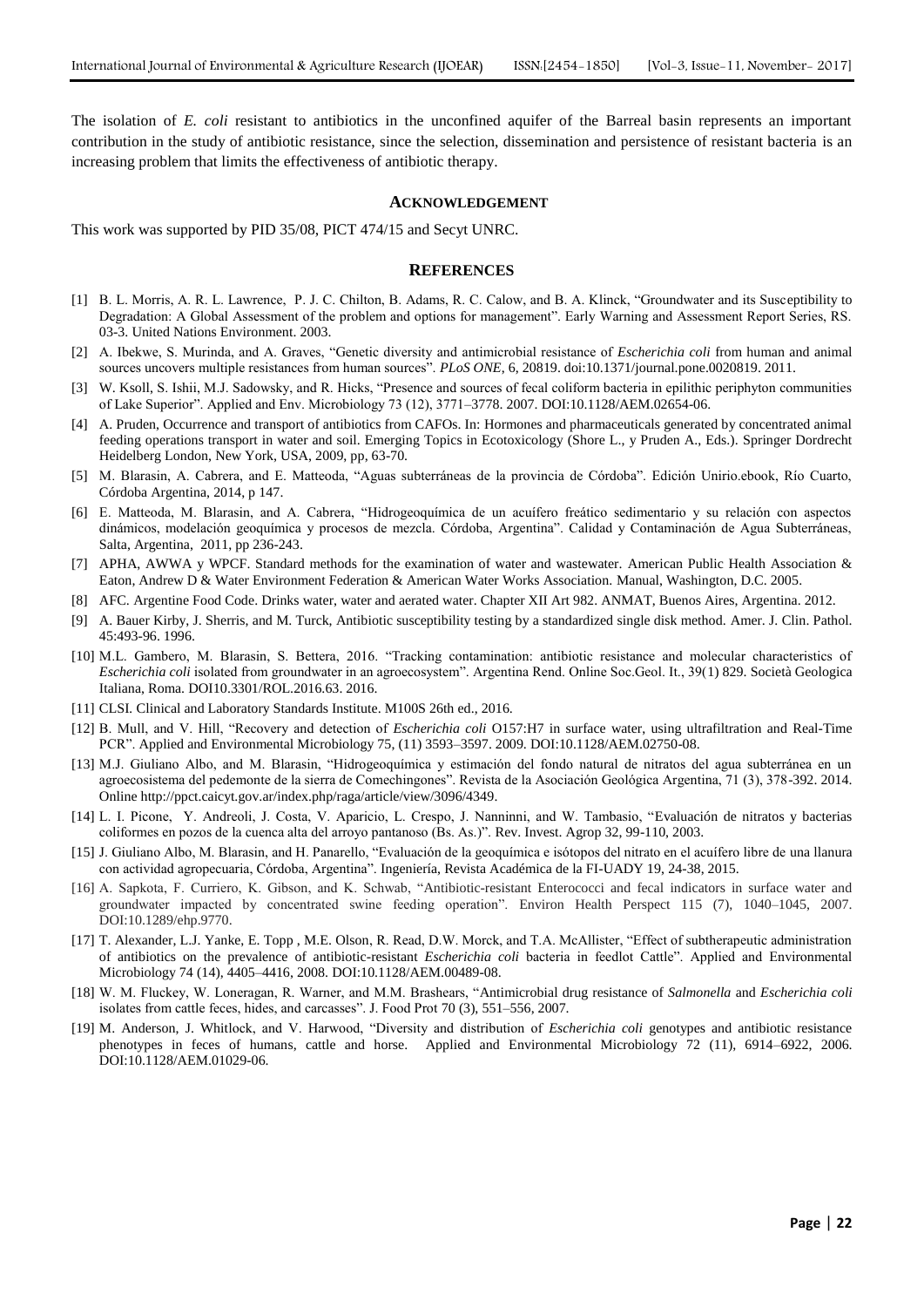The isolation of *E. coli* resistant to antibiotics in the unconfined aquifer of the Barreal basin represents an important contribution in the study of antibiotic resistance, since the selection, dissemination and persistence of resistant bacteria is an increasing problem that limits the effectiveness of antibiotic therapy.

## ACKNOWLEDGEMENT

This work was supported by PID 35/08, PICT 474/15 and Secyt UNRC.

## REFERENCES

[1] B. L. Morris, A. R. L. Lawrence, P. J. C. Chilton, B. Adams, R. C. Calow, and B. A. Klinck, "Groundwater and its Susceptibility to Degradation: A Global Assessment of the problem and options for management". Early Warning and Assessment Report Series, RS. 03-3. United Nations Environment. 2003.

[2] A. Ibekwe, S. Murinda, and A. Graves, "Genetic diversity and antimicrobial resistance of *Escherichia coli* from human and animal sources uncovers multiple resistances from human sources". *PLoS ONE*, 6, 20819. doi:10.1371/journal.pone.0020819. 2011.

[3] W. Ksoll, S. Ishii, M.J. Sadowsky, and R. Hicks, "Presence and sources of fecal coliform bacteria in epilithic periphyton communities of Lake Superior". Applied and Env. Microbiology 73 (12), 3771–3778. 2007. DOI:10.1128/AEM.02654-06.

[4] A. Pruden, Occurrence and transport of antibiotics from CAFOs. In: Hormones and pharmaceuticals generated by concentrated animal feeding operations transport in water and soil. Emerging Topics in Ecotoxicology (Shore L., y Pruden A., Eds.). Springer Dordrecht Heidelberg London, New York, USA, 2009, pp, 63-70.

[5] M. Blarasin, A. Cabrera, and E. Matteoda, "Aguas subterráneas de la provincia de Córdoba". Edición Unirio.ebook, Río Cuarto, Córdoba Argentina, 2014, p 147.

[6] E. Matteoda, M. Blarasin, and A. Cabrera, "Hidrogeoquímica de un acuífero freático sedimentario y su relación con aspectos dinámicos, modelación geoquímica y procesos de mezcla. Córdoba, Argentina". Calidad y Contaminación de Agua Subterráneas, Salta, Argentina, 2011, pp 236-243.

[7] APHA, AWWA y WPCF. Standard methods for the examination of water and wastewater. American Public Health Association & Eaton, Andrew D & Water Environment Federation & American Water Works Association. Manual, Washington, D.C. 2005.

[8] AFC. Argentine Food Code. Drinks water, water and aerated water. Chapter XII Art 982. ANMAT, Buenos Aires, Argentina. 2012.

[9] A. Bauer Kirby, J. Sherris, and M. Turck, Antibiotic susceptibility testing by a standardized single disk method. Amer. J. Clin. Pathol. 45:493-96. 1996.

[10] M.L. Gambero, M. Blarasin, S. Bettera, 2016. "Tracking contamination: antibiotic resistance and molecular characteristics of *Escherichia coli* isolated from groundwater in an agroecosystem". Argentina Rend. Online Soc.Geol. It., 39(1) 829. Società Geologica Italiana, Roma. DOI10.3301/ROL.2016.63. 2016.

[11] CLSI. Clinical and Laboratory Standards Institute. M100S 26th ed., 2016.

[12] B. Mull, and V. Hill, "Recovery and detection of *Escherichia coli* O157:H7 in surface water, using ultrafiltration and Real-Time PCR". Applied and Environmental Microbiology 75, (11) 3593–3597. 2009. DOI:10.1128/AEM.02750-08.

[13] M.J. Giuliano Albo, and M. Blarasin, "Hidrogeoquímica y estimación del fondo natural de nitratos del agua subterránea en un agroecosistema del pedemonte de la sierra de Comechingones". Revista de la Asociación Geológica Argentina, 71 (3), 378-392. 2014. Online http://ppct.caicyt.gov.ar/index.php/raga/article/view/3096/4349.

[14] L. I. Picone, Y. Andreoli, J. Costa, V. Aparicio, L. Crespo, J. Nanninni, and W. Tambasio, "Evaluación de nitratos y bacterias coliformes en pozos de la cuenca alta del arroyo pantanoso (Bs. As.)". Rev. Invest. Agrop 32, 99-110, 2003.

[15] J. Giuliano Albo, M. Blarasin, and H. Panarello, "Evaluación de la geoquímica e isótopos del nitrato en el acuífero libre de una llanura con actividad agropecuaria, Córdoba, Argentina". Ingeniería, Revista Académica de la FI-UADY 19, 24-38, 2015.

[16] A. Sapkota, F. Curriero, K. Gibson, and K. Schwab, "Antibiotic-resistant Enterococci and fecal indicators in surface water and groundwater impacted by concentrated swine feeding operation". Environ Health Perspect 115 (7), 1040–1045, 2007. DOI:10.1289/ehp.9770.

[17] T. Alexander, L.J. Yanke, E. Topp , M.E. Olson, R. Read, D.W. Morck, and T.A. McAllister, "Effect of subtherapeutic administration of antibiotics on the prevalence of antibiotic-resistant *Escherichia coli* bacteria in feedlot Cattle". Applied and Environmental Microbiology 74 (14), 4405–4416, 2008. DOI:10.1128/AEM.00489-08.

[18] W. M. Fluckey, W. Loneragan, R. Warner, and M.M. Brashears, "Antimicrobial drug resistance of *Salmonella* and *Escherichia coli* isolates from cattle feces, hides, and carcasses". J. Food Prot 70 (3), 551–556, 2007.

[19] M. Anderson, J. Whitlock, and V. Harwood, "Diversity and distribution of *Escherichia coli* genotypes and antibiotic resistance phenotypes in feces of humans, cattle and horse. Applied and Environmental Microbiology 72 (11), 6914–6922, 2006. DOI:10.1128/AEM.01029-06.